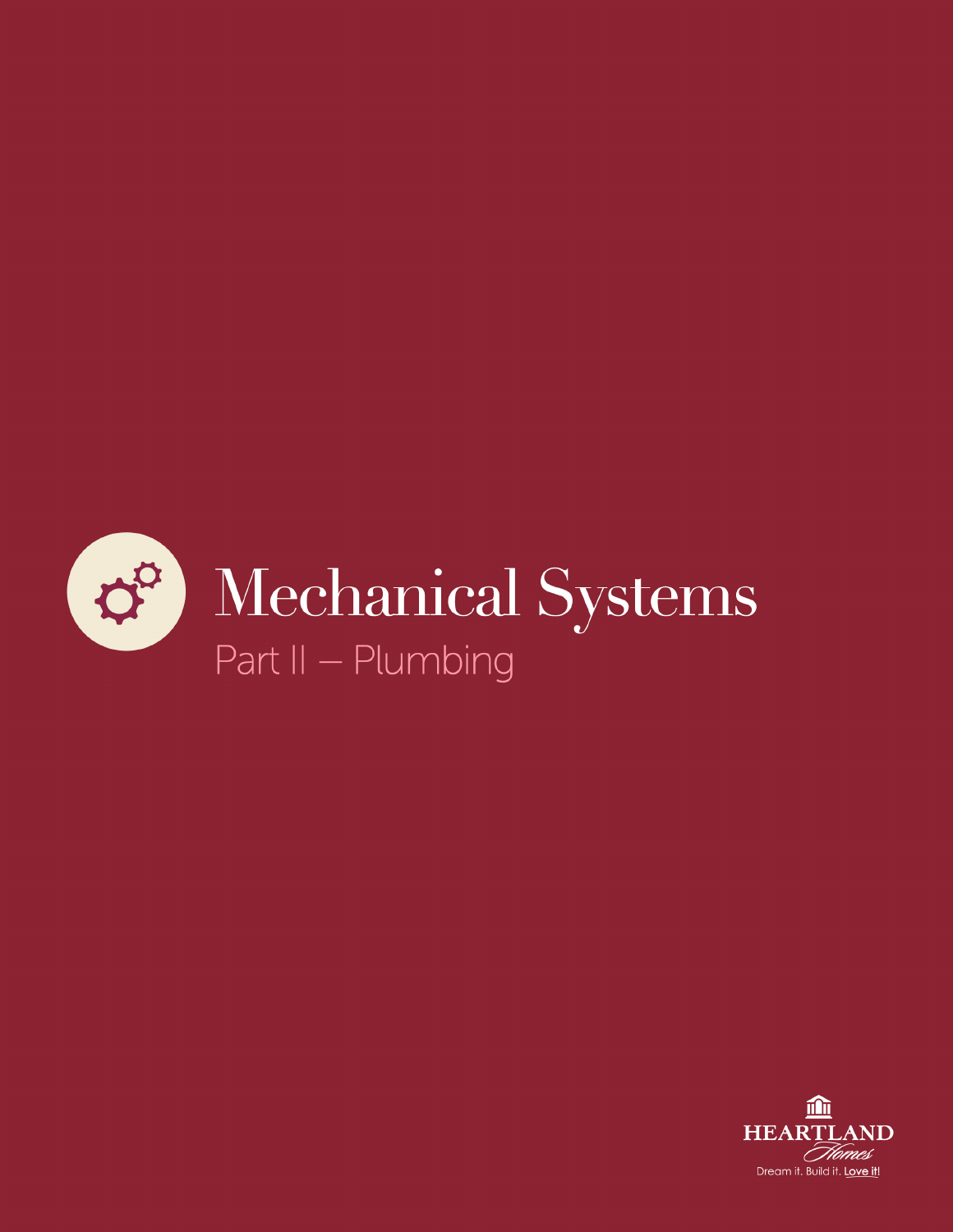# Mechanical Systems

## Part II – Plumbing

HEARTLAND Homes

Dream it. Build it. Love it!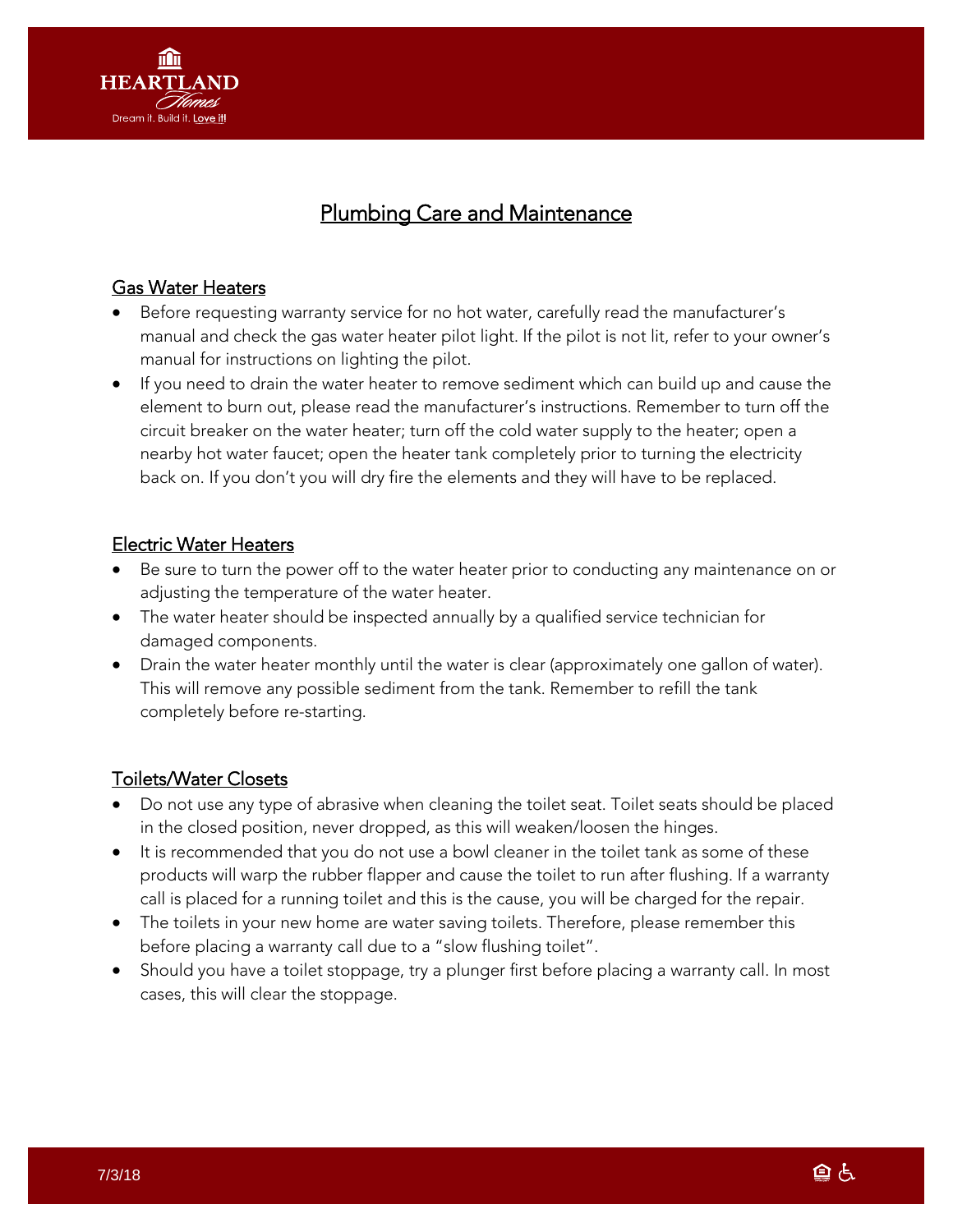# Plumbing Care and Maintenance

## Gas Water Heaters

- Before requesting warranty service for no hot water, carefully read the manufacturer's manual and check the gas water heater pilot light. If the pilot is not lit, refer to your owner's manual for instructions on lighting the pilot.
- If you need to drain the water heater to remove sediment which can build up and cause the element to burn out, please read the manufacturer's instructions. Remember to turn off the circuit breaker on the water heater; turn off the cold water supply to the heater; open a nearby hot water faucet; open the heater tank completely prior to turning the electricity back on. If you don't you will dry fire the elements and they will have to be replaced.

## Electric Water Heaters

- Be sure to turn the power off to the water heater prior to conducting any maintenance on or adjusting the temperature of the water heater.
- The water heater should be inspected annually by a qualified service technician for damaged components.
- Drain the water heater monthly until the water is clear (approximately one gallon of water). This will remove any possible sediment from the tank. Remember to refill the tank completely before re-starting.

## Toilets/Water Closets

- Do not use any type of abrasive when cleaning the toilet seat. Toilet seats should be placed in the closed position, never dropped, as this will weaken/loosen the hinges.
- It is recommended that you do not use a bowl cleaner in the toilet tank as some of these products will warp the rubber flapper and cause the toilet to run after flushing. If a warranty call is placed for a running toilet and this is the cause, you will be charged for the repair.
- The toilets in your new home are water saving toilets. Therefore, please remember this before placing a warranty call due to a "slow flushing toilet".
- Should you have a toilet stoppage, try a plunger first before placing a warranty call. In most cases, this will clear the stoppage.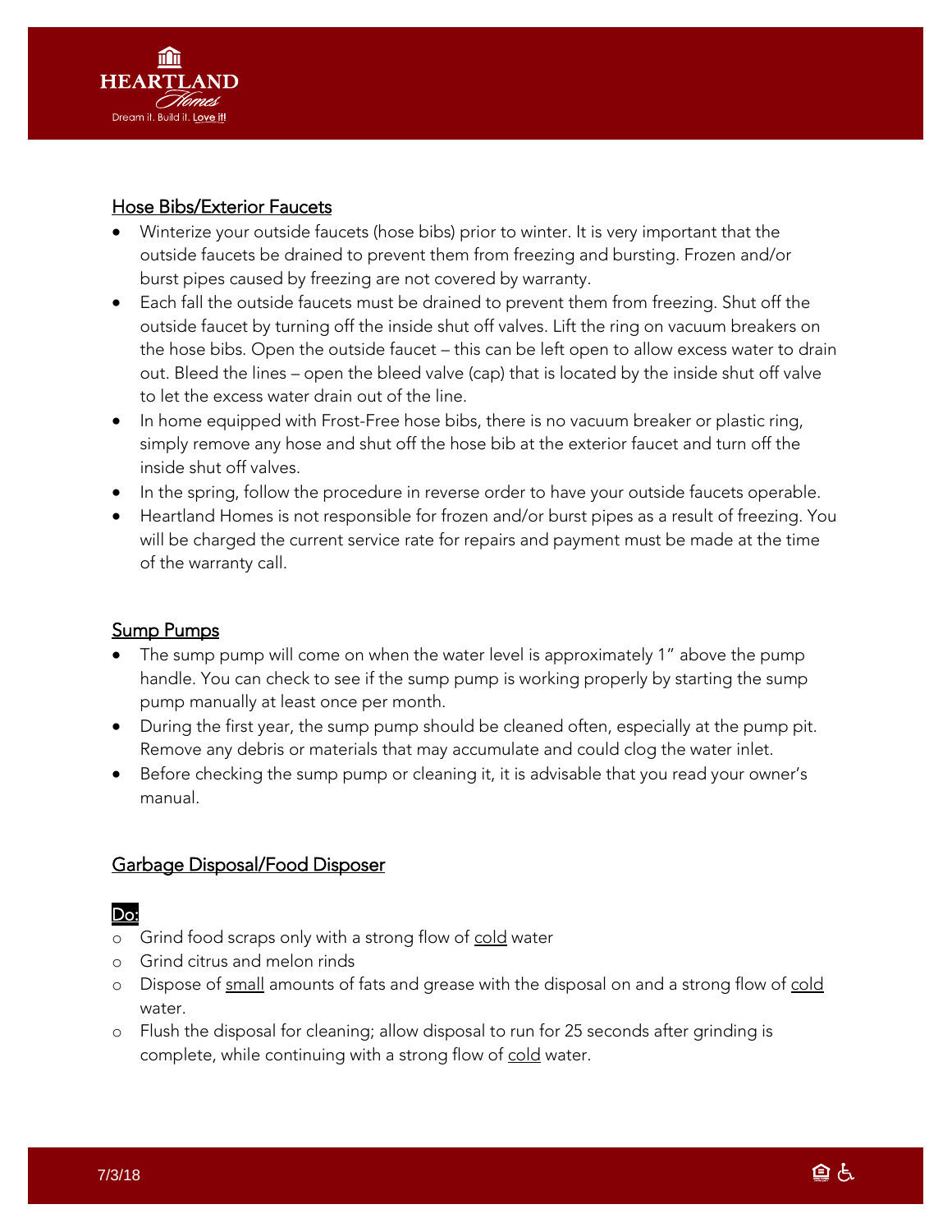## Hose Bibs/Exterior Faucets

- Winterize your outside faucets (hose bibs) prior to winter. It is very important that the outside faucets be drained to prevent them from freezing and bursting. Frozen and/or burst pipes caused by freezing are not covered by warranty.
- Each fall the outside faucets must be drained to prevent them from freezing. Shut off the outside faucet by turning off the inside shut off valves. Lift the ring on vacuum breakers on the hose bibs. Open the outside faucet – this can be left open to allow excess water to drain out. Bleed the lines – open the bleed valve (cap) that is located by the inside shut off valve to let the excess water drain out of the line.
- In home equipped with Frost-Free hose bibs, there is no vacuum breaker or plastic ring, simply remove any hose and shut off the hose bib at the exterior faucet and turn off the inside shut off valves.
- In the spring, follow the procedure in reverse order to have your outside faucets operable.
- Heartland Homes is not responsible for frozen and/or burst pipes as a result of freezing. You will be charged the current service rate for repairs and payment must be made at the time of the warranty call.

## Sump Pumps

- The sump pump will come on when the water level is approximately 1" above the pump handle. You can check to see if the sump pump is working properly by starting the sump pump manually at least once per month.
- During the first year, the sump pump should be cleaned often, especially at the pump pit. Remove any debris or materials that may accumulate and could clog the water inlet.
- Before checking the sump pump or cleaning it, it is advisable that you read your owner's manual.

## Garbage Disposal/Food Disposer

**Do:**

- Grind food scraps only with a strong flow of cold water
- Grind citrus and melon rinds
- Dispose of small amounts of fats and grease with the disposal on and a strong flow of cold water.
- Flush the disposal for cleaning; allow disposal to run for 25 seconds after grinding is complete, while continuing with a strong flow of cold water.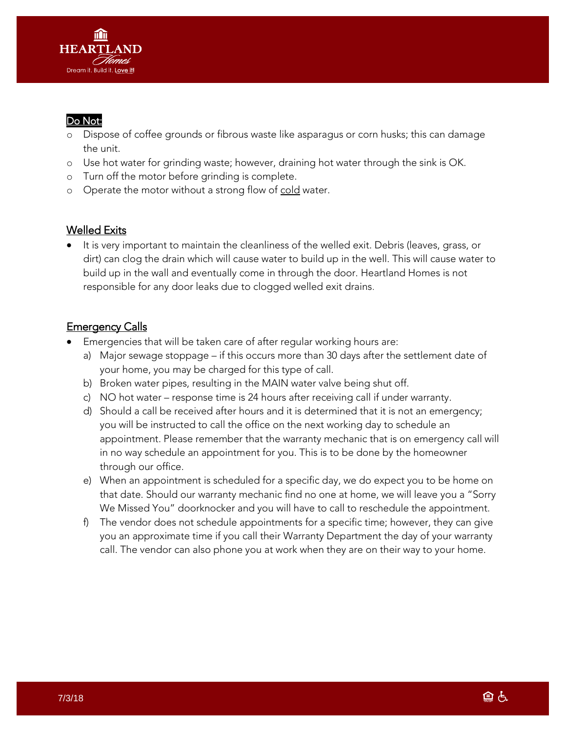Do Not:

- Dispose of coffee grounds or fibrous waste like asparagus or corn husks; this can damage the unit.
- Use hot water for grinding waste; however, draining hot water through the sink is OK.
- Turn off the motor before grinding is complete.
- Operate the motor without a strong flow of cold water.

## Welled Exits

- It is very important to maintain the cleanliness of the welled exit. Debris (leaves, grass, or dirt) can clog the drain which will cause water to build up in the well. This will cause water to build up in the wall and eventually come in through the door. Heartland Homes is not responsible for any door leaks due to clogged welled exit drains.

## Emergency Calls

- Emergencies that will be taken care of after regular working hours are:
  a) Major sewage stoppage – if this occurs more than 30 days after the settlement date of your home, you may be charged for this type of call.
  b) Broken water pipes, resulting in the MAIN water valve being shut off.
  c) NO hot water – response time is 24 hours after receiving call if under warranty.
  d) Should a call be received after hours and it is determined that it is not an emergency; you will be instructed to call the office on the next working day to schedule an appointment. Please remember that the warranty mechanic that is on emergency call will in no way schedule an appointment for you. This is to be done by the homeowner through our office.
  e) When an appointment is scheduled for a specific day, we do expect you to be home on that date. Should our warranty mechanic find no one at home, we will leave you a "Sorry We Missed You" doorknocker and you will have to call to reschedule the appointment.
  f) The vendor does not schedule appointments for a specific time; however, they can give you an approximate time if you call their Warranty Department the day of your warranty call. The vendor can also phone you at work when they are on their way to your home.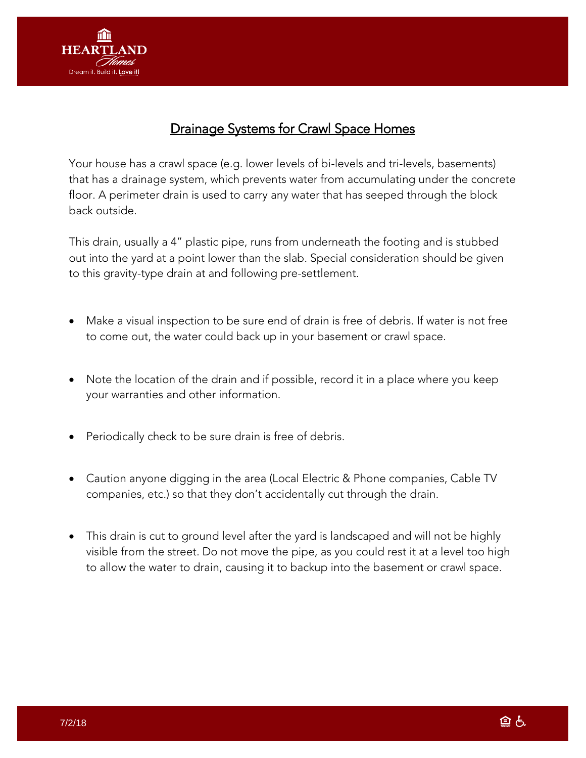# Drainage Systems for Crawl Space Homes

Your house has a crawl space (e.g. lower levels of bi-levels and tri-levels, basements) that has a drainage system, which prevents water from accumulating under the concrete floor. A perimeter drain is used to carry any water that has seeped through the block back outside.

This drain, usually a 4" plastic pipe, runs from underneath the footing and is stubbed out into the yard at a point lower than the slab. Special consideration should be given to this gravity-type drain at and following pre-settlement.

- Make a visual inspection to be sure end of drain is free of debris. If water is not free to come out, the water could back up in your basement or crawl space.
- Note the location of the drain and if possible, record it in a place where you keep your warranties and other information.
- Periodically check to be sure drain is free of debris.
- Caution anyone digging in the area (Local Electric & Phone companies, Cable TV companies, etc.) so that they don't accidentally cut through the drain.
- This drain is cut to ground level after the yard is landscaped and will not be highly visible from the street. Do not move the pipe, as you could rest it at a level too high to allow the water to drain, causing it to backup into the basement or crawl space.